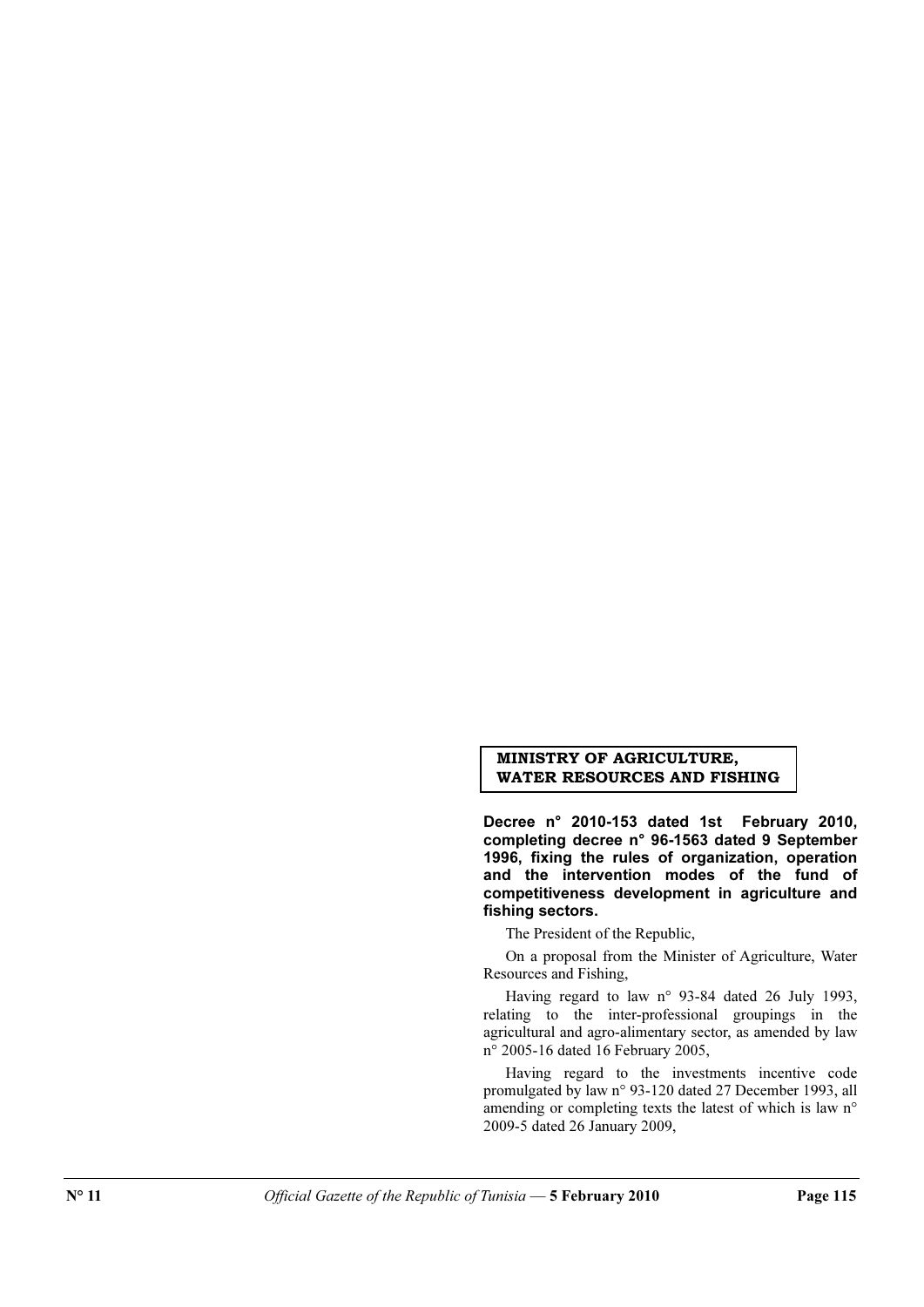**MINISTRY OF AGRICULTURE, WATER RESOURCES AND FISHING**

**Decree n° 2010-153 dated 1st February 2010, completing decree n° 96-1563 dated 9 September 1996, fixing the rules of organization, operation and the intervention modes of the fund of competitiveness development in agriculture and fishing sectors.**

The President of the Republic,

On a proposal from the Minister of Agriculture, Water Resources and Fishing,

Having regard to law n° 93-84 dated 26 July 1993, relating to the inter-professional groupings in the agricultural and agro-alimentary sector, as amended by law n° 2005-16 dated 16 February 2005,

Having regard to the investments incentive code promulgated by law n° 93-120 dated 27 December 1993, all amending or completing texts the latest of which is law n° 2009-5 dated 26 January 2009,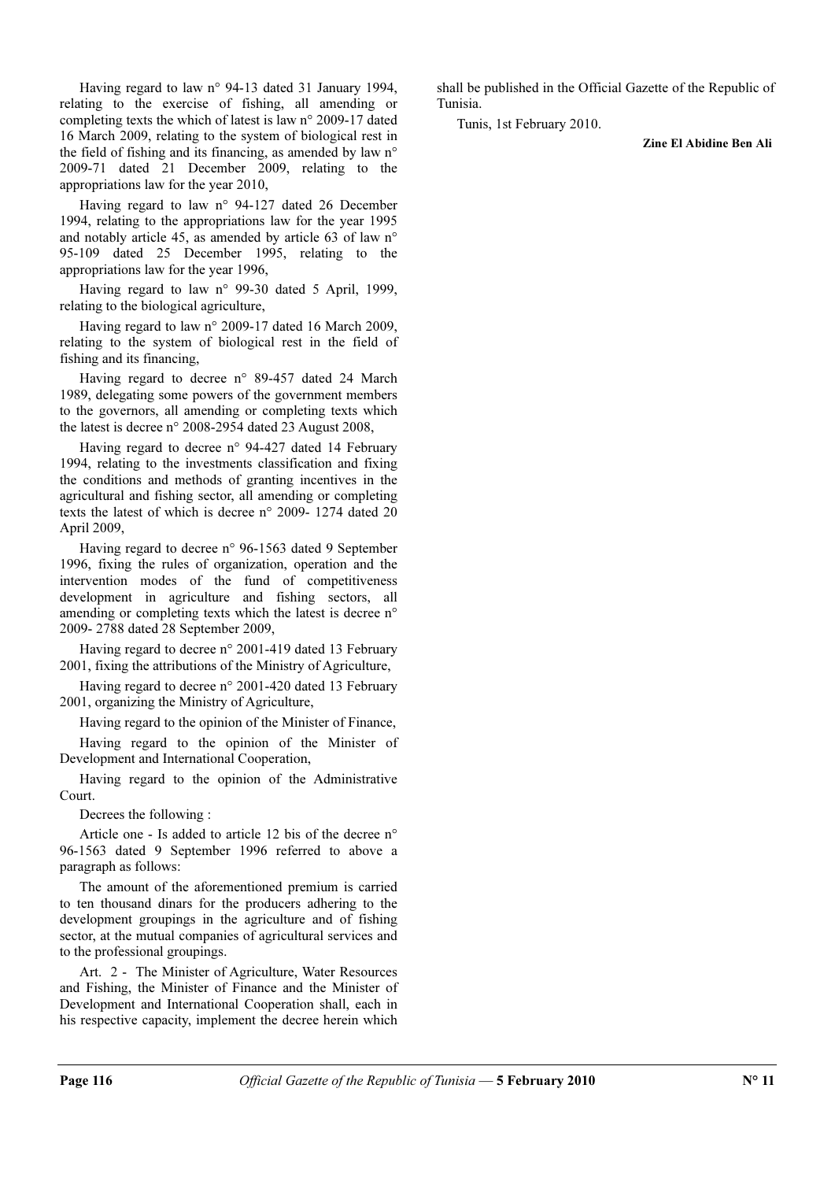Having regard to law n° 94-13 dated 31 January 1994, relating to the exercise of fishing, all amending or completing texts the which of latest is law n° 2009-17 dated 16 March 2009, relating to the system of biological rest in the field of fishing and its financing, as amended by law n° 2009-71 dated 21 December 2009, relating to the appropriations law for the year 2010,

Having regard to law n° 94-127 dated 26 December 1994, relating to the appropriations law for the year 1995 and notably article 45, as amended by article 63 of law n° 95-109 dated 25 December 1995, relating to the appropriations law for the year 1996,

Having regard to law n° 99-30 dated 5 April, 1999, relating to the biological agriculture,

Having regard to law n° 2009-17 dated 16 March 2009, relating to the system of biological rest in the field of fishing and its financing,

Having regard to decree n° 89-457 dated 24 March 1989, delegating some powers of the government members to the governors, all amending or completing texts which the latest is decree n° 2008-2954 dated 23 August 2008,

Having regard to decree n° 94-427 dated 14 February 1994, relating to the investments classification and fixing the conditions and methods of granting incentives in the agricultural and fishing sector, all amending or completing texts the latest of which is decree n° 2009- 1274 dated 20 April 2009,

Having regard to decree n° 96-1563 dated 9 September 1996, fixing the rules of organization, operation and the intervention modes of the fund of competitiveness development in agriculture and fishing sectors, all amending or completing texts which the latest is decree n° 2009- 2788 dated 28 September 2009,

Having regard to decree n° 2001-419 dated 13 February 2001, fixing the attributions of the Ministry of Agriculture,

Having regard to decree n° 2001-420 dated 13 February 2001, organizing the Ministry of Agriculture,

Having regard to the opinion of the Minister of Finance,

Having regard to the opinion of the Minister of Development and International Cooperation,

Having regard to the opinion of the Administrative Court.

Decrees the following :

Article one - Is added to article 12 bis of the decree n° 96-1563 dated 9 September 1996 referred to above a paragraph as follows:

The amount of the aforementioned premium is carried to ten thousand dinars for the producers adhering to the development groupings in the agriculture and of fishing sector, at the mutual companies of agricultural services and to the professional groupings.

Art. 2 - The Minister of Agriculture, Water Resources and Fishing, the Minister of Finance and the Minister of Development and International Cooperation shall, each in his respective capacity, implement the decree herein which shall be published in the Official Gazette of the Republic of Tunisia.

Tunis, 1st February 2010.

**Zine El Abidine Ben Ali**